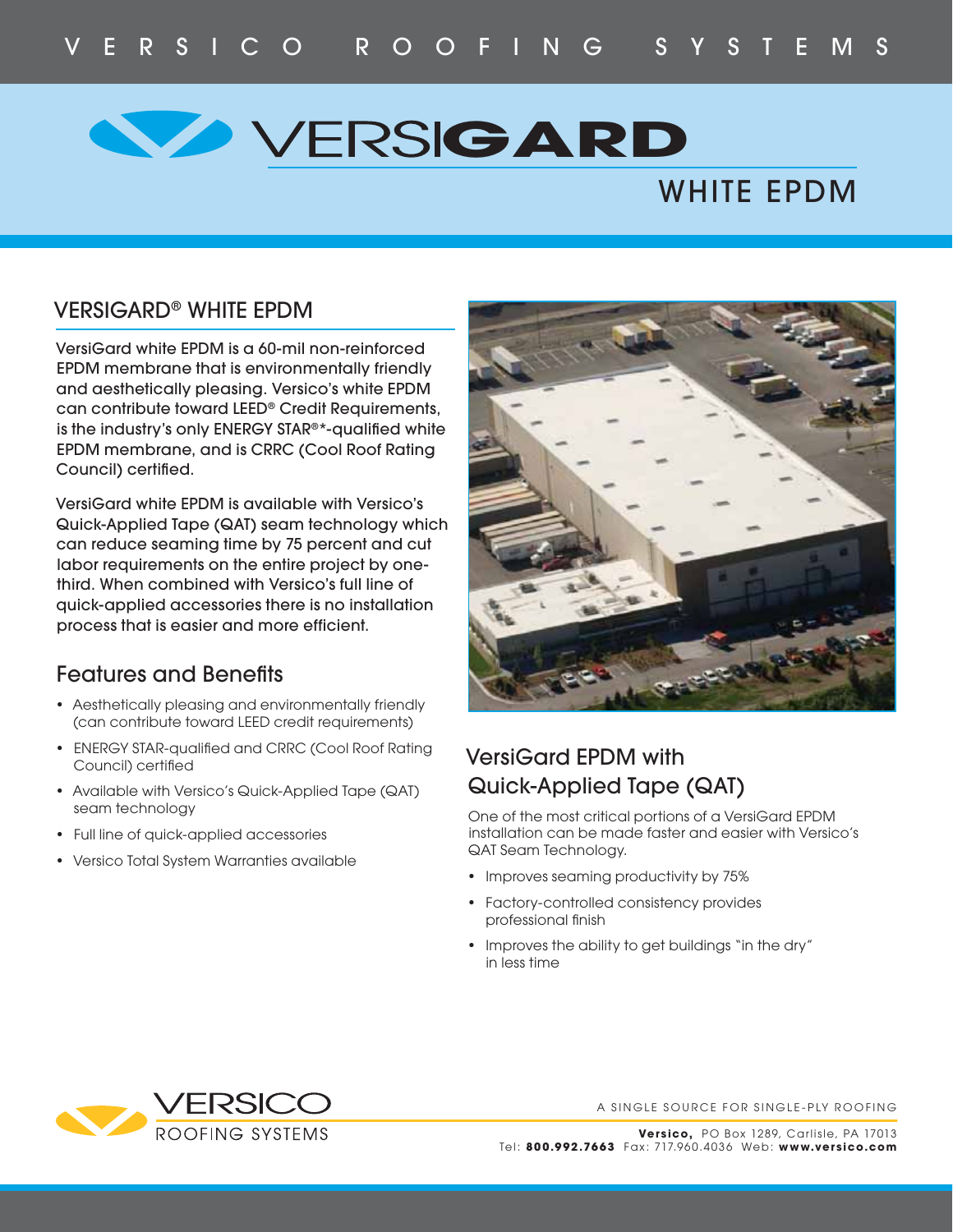VERSICO ROOFING SYSTEMS

# VERSIGARD

## WHITE EPDM

## VERSIGARD® WHITE EPDM

VersiGard white EPDM is a 60-mil non-reinforced EPDM membrane that is environmentally friendly and aesthetically pleasing. Versico's white EPDM can contribute toward LEED® Credit Requirements, is the industry's only ENERGY STAR®*-qualified white EPDM membrane, and is CRRC (Cool Roof Rating Council) certified.

VersiGard white EPDM is available with Versico's Quick-Applied Tape (QAT) seam technology which can reduce seaming time by 75 percent and cut labor requirements on the entire project by one-third. When combined with Versico's full line of quick-applied accessories there is no installation process that is easier and more efficient.

## Features and Benefits

- Aesthetically pleasing and environmentally friendly (can contribute toward LEED credit requirements)
- ENERGY STAR-qualified and CRRC (Cool Roof Rating Council) certified
- Available with Versico's Quick-Applied Tape (QAT) seam technology
- Full line of quick-applied accessories
- Versico Total System Warranties available

## VersiGard EPDM with Quick-Applied Tape (QAT)

One of the most critical portions of a VersiGard EPDM installation can be made faster and easier with Versico's QAT Seam Technology.

- Improves seaming productivity by 75%
- Factory-controlled consistency provides professional finish
- Improves the ability to get buildings "in the dry" in less time

VERSICO ROOFING SYSTEMS

A SINGLE SOURCE FOR SINGLE-PLY ROOFING

**Versico,** PO Box 1289, Carlisle, PA 17013
Tel: **800.992.7663** Fax: 717.960.4036 Web: **www.versico.com**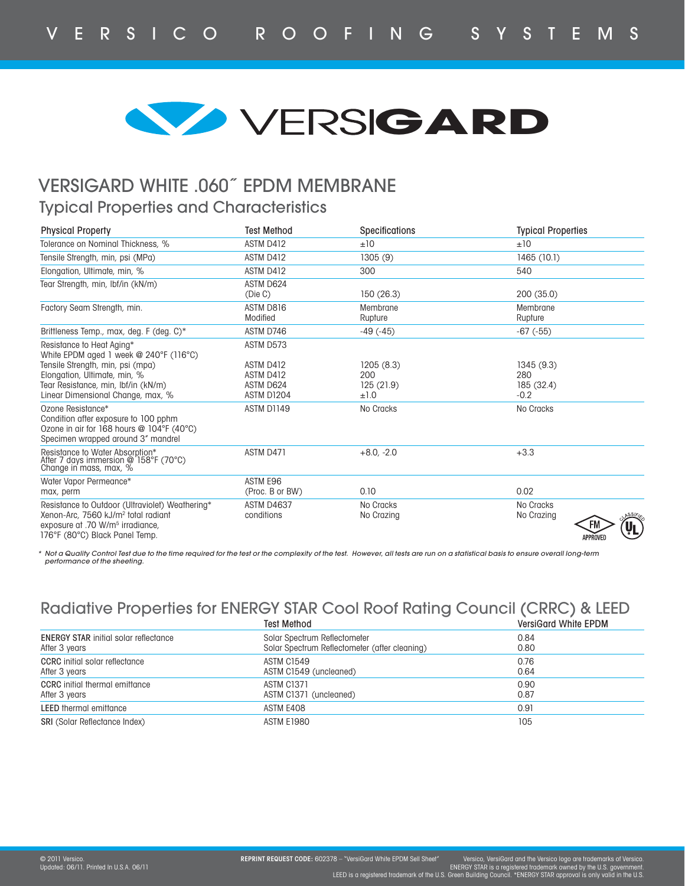VERSICO ROOFING SYSTEMS

VERSIGARD

# VERSIGARD WHITE .060˝ EPDM MEMBRANE

## Typical Properties and Characteristics

| Physical Property | Test Method | Specifications | Typical Properties |
|---|---|---|---|
| Tolerance on Nominal Thickness, % | ASTM D412 | ±10 | ±10 |
| Tensile Strength, min, psi (MPa) | ASTM D412 | 1305 (9) | 1465 (10.1) |
| Elongation, Ultimate, min, % | ASTM D412 | 300 | 540 |
| Tear Strength, min, lbf/in (kN/m) | ASTM D624 (Die C) | 150 (26.3) | 200 (35.0) |
| Factory Seam Strength, min. | ASTM D816 Modified | Membrane Rupture | Membrane Rupture |
| Brittleness Temp., max, deg. F (deg. C)* | ASTM D746 | -49 (-45) | -67 (-55) |
| Resistance to Heat Aging* White EPDM aged 1 week @ 240°F (116°C) | ASTM D573 | | |
| Tensile Strength, min, psi (mpa) | ASTM D412 | 1205 (8.3) | 1345 (9.3) |
| Elongation, Ultimate, min, % | ASTM D412 | 200 | 280 |
| Tear Resistance, min, lbf/in (kN/m) | ASTM D624 | 125 (21.9) | 185 (32.4) |
| Linear Dimensional Change, max, % | ASTM D1204 | ±1.0 | -0.2 |
| Ozone Resistance* Condition after exposure to 100 pphm Ozone in air for 168 hours @ 104°F (40°C) Specimen wrapped around 3˝ mandrel | ASTM D1149 | No Cracks | No Cracks |
| Resistance to Water Absorption* After 7 days immersion @ 158°F (70°C) Change in mass, max, % | ASTM D471 | +8.0, -2.0 | +3.3 |
| Water Vapor Permeance* max, perm | ASTM E96 (Proc. B or BW) | 0.10 | 0.02 |
| Resistance to Outdoor (Ultraviolet) Weathering* Xenon-Arc, 7560 kJ/m² total radiant exposure at .70 W/m⁵ irradiance, 176°F (80°C) Black Panel Temp. | ASTM D4637 conditions | No Cracks No Crazing | No Cracks No Crazing |

FM APPROVED  UL CLASSIFIED

*\* Not a Quality Control Test due to the time required for the test or the complexity of the test. However, all tests are run on a statistical basis to ensure overall long-term performance of the sheeting.*

## Radiative Properties for ENERGY STAR Cool Roof Rating Council (CRRC) & LEED

| | Test Method | VersiGard White EPDM |
|---|---|---|
| **ENERGY STAR** initial solar reflectance | Solar Spectrum Reflectometer | 0.84 |
| After 3 years | Solar Spectrum Reflectometer (after cleaning) | 0.80 |
| **CCRC** initial solar reflectance | ASTM C1549 | 0.76 |
| After 3 years | ASTM C1549 (uncleaned) | 0.64 |
| **CCRC** initial thermal emittance | ASTM C1371 | 0.90 |
| After 3 years | ASTM C1371 (uncleaned) | 0.87 |
| **LEED** thermal emittance | ASTM E408 | 0.91 |
| **SRI** (Solar Reflectance Index) | ASTM E1980 | 105 |

© 2011 Versico.
Updated: 06/11. Printed In U.S.A. 06/11

**REPRINT REQUEST CODE:** 602378 – "VersiGard White EPDM Sell Sheet"

Versico, VersiGard and the Versico logo are trademarks of Versico.
ENERGY STAR is a registered trademark owned by the U.S. government.
LEED is a registered trademark of the U.S. Green Building Council. *ENERGY STAR approval is only valid in the U.S.